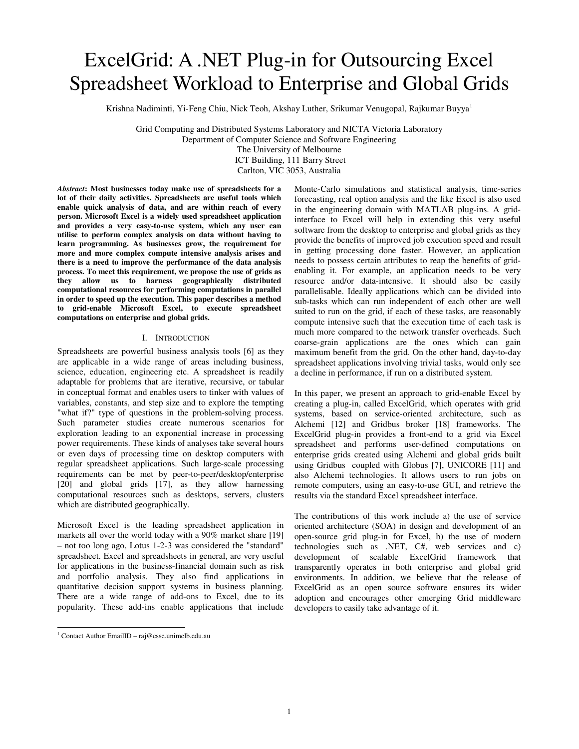# ExcelGrid: A .NET Plug-in for Outsourcing Excel Spreadsheet Workload to Enterprise and Global Grids

Krishna Nadiminti, Yi-Feng Chiu, Nick Teoh, Akshay Luther, Srikumar Venugopal, Rajkumar Buyya[1]

Grid Computing and Distributed Systems Laboratory and NICTA Victoria Laboratory
Department of Computer Science and Software Engineering
The University of Melbourne
ICT Building, 111 Barry Street
Carlton, VIC 3053, Australia

***Abstract*: Most businesses today make use of spreadsheets for a lot of their daily activities. Spreadsheets are useful tools which enable quick analysis of data, and are within reach of every person. Microsoft Excel is a widely used spreadsheet application and provides a very easy-to-use system, which any user can utilise to perform complex analysis on data without having to learn programming. As businesses grow, the requirement for more and more complex compute intensive analysis arises and there is a need to improve the performance of the data analysis process. To meet this requirement, we propose the use of grids as they allow us to harness geographically distributed computational resources for performing computations in parallel in order to speed up the execution. This paper describes a method to grid-enable Microsoft Excel, to execute spreadsheet computations on enterprise and global grids.**

## I. Introduction

Spreadsheets are powerful business analysis tools [6] as they are applicable in a wide range of areas including business, science, education, engineering etc. A spreadsheet is readily adaptable for problems that are iterative, recursive, or tabular in conceptual format and enables users to tinker with values of variables, constants, and step size and to explore the tempting "what if?" type of questions in the problem-solving process. Such parameter studies create numerous scenarios for exploration leading to an exponential increase in processing power requirements. These kinds of analyses take several hours or even days of processing time on desktop computers with regular spreadsheet applications. Such large-scale processing requirements can be met by peer-to-peer/desktop/enterprise [20] and global grids [17], as they allow harnessing computational resources such as desktops, servers, clusters which are distributed geographically.

Microsoft Excel is the leading spreadsheet application in markets all over the world today with a 90% market share [19] – not too long ago, Lotus 1-2-3 was considered the "standard" spreadsheet. Excel and spreadsheets in general, are very useful for applications in the business-financial domain such as risk and portfolio analysis. They also find applications in quantitative decision support systems in business planning. There are a wide range of add-ons to Excel, due to its popularity. These add-ins enable applications that include Monte-Carlo simulations and statistical analysis, time-series forecasting, real option analysis and the like Excel is also used in the engineering domain with MATLAB plug-ins. A grid-interface to Excel will help in extending this very useful software from the desktop to enterprise and global grids as they provide the benefits of improved job execution speed and result in getting processing done faster. However, an application needs to possess certain attributes to reap the benefits of grid-enabling it. For example, an application needs to be very resource and/or data-intensive. It should also be easily parallelisable. Ideally applications which can be divided into sub-tasks which can run independent of each other are well suited to run on the grid, if each of these tasks, are reasonably compute intensive such that the execution time of each task is much more compared to the network transfer overheads. Such coarse-grain applications are the ones which can gain maximum benefit from the grid. On the other hand, day-to-day spreadsheet applications involving trivial tasks, would only see a decline in performance, if run on a distributed system.

In this paper, we present an approach to grid-enable Excel by creating a plug-in, called ExcelGrid, which operates with grid systems, based on service-oriented architecture, such as Alchemi [12] and Gridbus broker [18] frameworks. The ExcelGrid plug-in provides a front-end to a grid via Excel spreadsheet and performs user-defined computations on enterprise grids created using Alchemi and global grids built using Gridbus coupled with Globus [7], UNICORE [11] and also Alchemi technologies. It allows users to run jobs on remote computers, using an easy-to-use GUI, and retrieve the results via the standard Excel spreadsheet interface.

The contributions of this work include a) the use of service oriented architecture (SOA) in design and development of an open-source grid plug-in for Excel, b) the use of modern technologies such as .NET, C#, web services and c) development of scalable ExcelGrid framework that transparently operates in both enterprise and global grid environments. In addition, we believe that the release of ExcelGrid as an open source software ensures its wider adoption and encourages other emerging Grid middleware developers to easily take advantage of it.

---

[1] Contact Author EmailID – raj@csse.unimelb.edu.au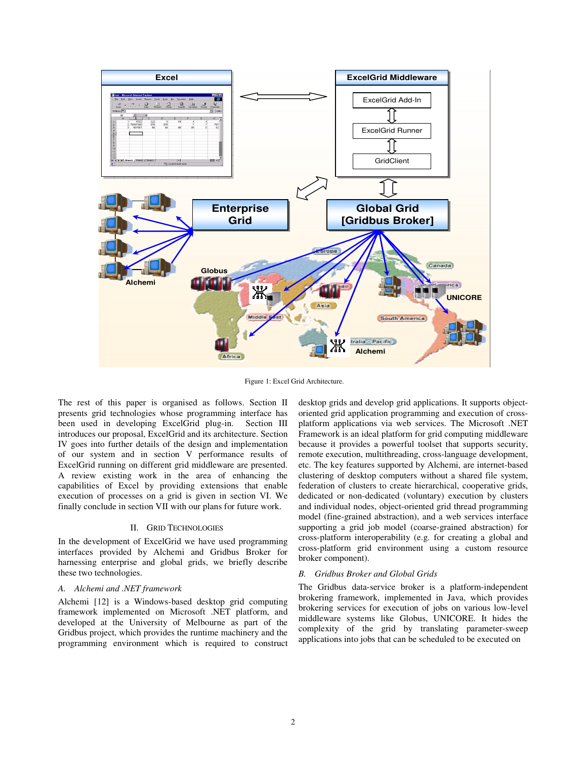Figure 1: Excel Grid Architecture.

The rest of this paper is organised as follows. Section II presents grid technologies whose programming interface has been used in developing ExcelGrid plug-in. Section III introduces our proposal, ExcelGrid and its architecture. Section IV goes into further details of the design and implementation of our system and in section V performance results of ExcelGrid running on different grid middleware are presented. A review existing work in the area of enhancing the capabilities of Excel by providing extensions that enable execution of processes on a grid is given in section VI. We finally conclude in section VII with our plans for future work.

## II. Grid Technologies

In the development of ExcelGrid we have used programming interfaces provided by Alchemi and Gridbus Broker for harnessing enterprise and global grids, we briefly describe these two technologies.

### *A. Alchemi and .NET framework*

Alchemi [12] is a Windows-based desktop grid computing framework implemented on Microsoft .NET platform, and developed at the University of Melbourne as part of the Gridbus project, which provides the runtime machinery and the programming environment which is required to construct desktop grids and develop grid applications. It supports object-oriented grid application programming and execution of cross-platform applications via web services. The Microsoft .NET Framework is an ideal platform for grid computing middleware because it provides a powerful toolset that supports security, remote execution, multithreading, cross-language development, etc. The key features supported by Alchemi, are internet-based clustering of desktop computers without a shared file system, federation of clusters to create hierarchical, cooperative grids, dedicated or non-dedicated (voluntary) execution by clusters and individual nodes, object-oriented grid thread programming model (fine-grained abstraction), and a web services interface supporting a grid job model (coarse-grained abstraction) for cross-platform interoperability (e.g. for creating a global and cross-platform grid environment using a custom resource broker component).

### *B. Gridbus Broker and Global Grids*

The Gridbus data-service broker is a platform-independent brokering framework, implemented in Java, which provides brokering services for execution of jobs on various low-level middleware systems like Globus, UNICORE. It hides the complexity of the grid by translating parameter-sweep applications into jobs that can be scheduled to be executed on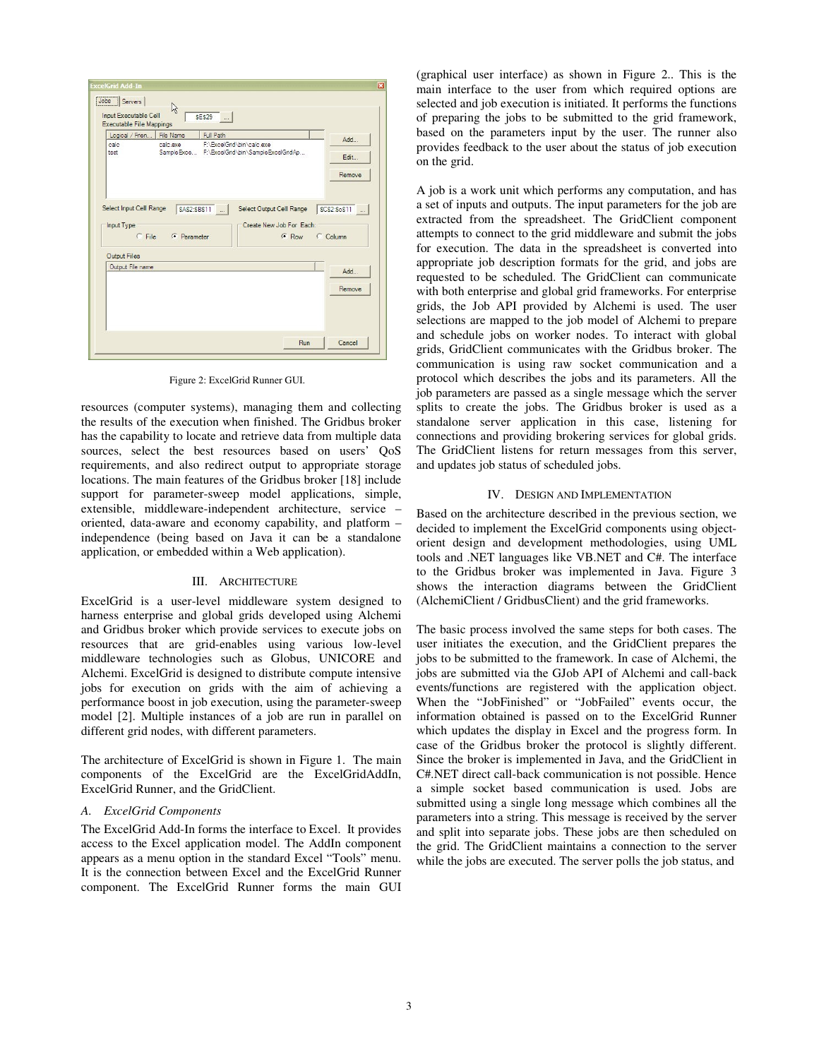Figure 2: ExcelGrid Runner GUI.

resources (computer systems), managing them and collecting the results of the execution when finished. The Gridbus broker has the capability to locate and retrieve data from multiple data sources, select the best resources based on users' QoS requirements, and also redirect output to appropriate storage locations. The main features of the Gridbus broker [18] include support for parameter-sweep model applications, simple, extensible, middleware-independent architecture, service – oriented, data-aware and economy capability, and platform – independence (being based on Java it can be a standalone application, or embedded within a Web application).

## III. ARCHITECTURE

ExcelGrid is a user-level middleware system designed to harness enterprise and global grids developed using Alchemi and Gridbus broker which provide services to execute jobs on resources that are grid-enables using various low-level middleware technologies such as Globus, UNICORE and Alchemi. ExcelGrid is designed to distribute compute intensive jobs for execution on grids with the aim of achieving a performance boost in job execution, using the parameter-sweep model [2]. Multiple instances of a job are run in parallel on different grid nodes, with different parameters.

The architecture of ExcelGrid is shown in Figure 1. The main components of the ExcelGrid are the ExcelGridAddIn, ExcelGrid Runner, and the GridClient.

### *A. ExcelGrid Components*

The ExcelGrid Add-In forms the interface to Excel. It provides access to the Excel application model. The AddIn component appears as a menu option in the standard Excel "Tools" menu. It is the connection between Excel and the ExcelGrid Runner component. The ExcelGrid Runner forms the main GUI (graphical user interface) as shown in Figure 2.. This is the main interface to the user from which required options are selected and job execution is initiated. It performs the functions of preparing the jobs to be submitted to the grid framework, based on the parameters input by the user. The runner also provides feedback to the user about the status of job execution on the grid.

A job is a work unit which performs any computation, and has a set of inputs and outputs. The input parameters for the job are extracted from the spreadsheet. The GridClient component attempts to connect to the grid middleware and submit the jobs for execution. The data in the spreadsheet is converted into appropriate job description formats for the grid, and jobs are requested to be scheduled. The GridClient can communicate with both enterprise and global grid frameworks. For enterprise grids, the Job API provided by Alchemi is used. The user selections are mapped to the job model of Alchemi to prepare and schedule jobs on worker nodes. To interact with global grids, GridClient communicates with the Gridbus broker. The communication is using raw socket communication and a protocol which describes the jobs and its parameters. All the job parameters are passed as a single message which the server splits to create the jobs. The Gridbus broker is used as a standalone server application in this case, listening for connections and providing brokering services for global grids. The GridClient listens for return messages from this server, and updates job status of scheduled jobs.

## IV. DESIGN AND IMPLEMENTATION

Based on the architecture described in the previous section, we decided to implement the ExcelGrid components using object-orient design and development methodologies, using UML tools and .NET languages like VB.NET and C#. The interface to the Gridbus broker was implemented in Java. Figure 3 shows the interaction diagrams between the GridClient (AlchemiClient / GridbusClient) and the grid frameworks.

The basic process involved the same steps for both cases. The user initiates the execution, and the GridClient prepares the jobs to be submitted to the framework. In case of Alchemi, the jobs are submitted via the GJob API of Alchemi and call-back events/functions are registered with the application object. When the "JobFinished" or "JobFailed" events occur, the information obtained is passed on to the ExcelGrid Runner which updates the display in Excel and the progress form. In case of the Gridbus broker the protocol is slightly different. Since the broker is implemented in Java, and the GridClient in C#.NET direct call-back communication is not possible. Hence a simple socket based communication is used. Jobs are submitted using a single long message which combines all the parameters into a string. This message is received by the server and split into separate jobs. These jobs are then scheduled on the grid. The GridClient maintains a connection to the server while the jobs are executed. The server polls the job status, and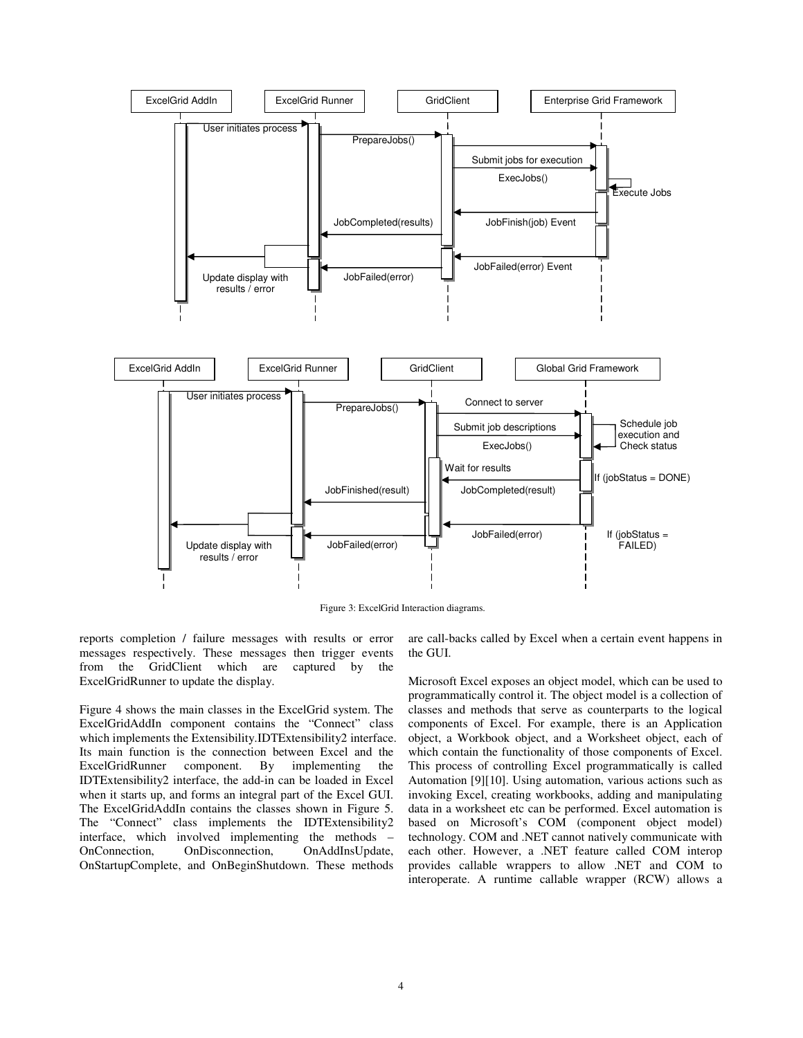ExcelGrid AddIn

ExcelGrid Runner

GridClient

Enterprise Grid Framework

User initiates process

PrepareJobs()

Submit jobs for execution

ExecJobs()

Execute Jobs

JobCompleted(results)

JobFinish(job) Event

JobFailed(error) Event

Update display with results / error

JobFailed(error)

ExcelGrid AddIn

ExcelGrid Runner

GridClient

Global Grid Framework

User initiates process

PrepareJobs()

Connect to server

Submit job descriptions

ExecJobs()

Schedule job execution and Check status

Wait for results

If (jobStatus = DONE)

JobFinished(result)

JobCompleted(result)

JobFailed(error)

If (jobStatus = FAILED)

Update display with results / error

JobFailed(error)

Figure 3: ExcelGrid Interaction diagrams.

reports completion / failure messages with results or error messages respectively. These messages then trigger events from the GridClient which are captured by the ExcelGridRunner to update the display.

Figure 4 shows the main classes in the ExcelGrid system. The ExcelGridAddIn component contains the "Connect" class which implements the Extensibility.IDTExtensibility2 interface. Its main function is the connection between Excel and the ExcelGridRunner component. By implementing the IDTExtensibility2 interface, the add-in can be loaded in Excel when it starts up, and forms an integral part of the Excel GUI. The ExcelGridAddIn contains the classes shown in Figure 5. The "Connect" class implements the IDTExtensibility2 interface, which involved implementing the methods – OnConnection, OnDisconnection, OnAddInsUpdate, OnStartupComplete, and OnBeginShutdown. These methods are call-backs called by Excel when a certain event happens in the GUI.

Microsoft Excel exposes an object model, which can be used to programmatically control it. The object model is a collection of classes and methods that serve as counterparts to the logical components of Excel. For example, there is an Application object, a Workbook object, and a Worksheet object, each of which contain the functionality of those components of Excel. This process of controlling Excel programmatically is called Automation [9][10]. Using automation, various actions such as invoking Excel, creating workbooks, adding and manipulating data in a worksheet etc can be performed. Excel automation is based on Microsoft's COM (component object model) technology. COM and .NET cannot natively communicate with each other. However, a .NET feature called COM interop provides callable wrappers to allow .NET and COM to interoperate. A runtime callable wrapper (RCW) allows a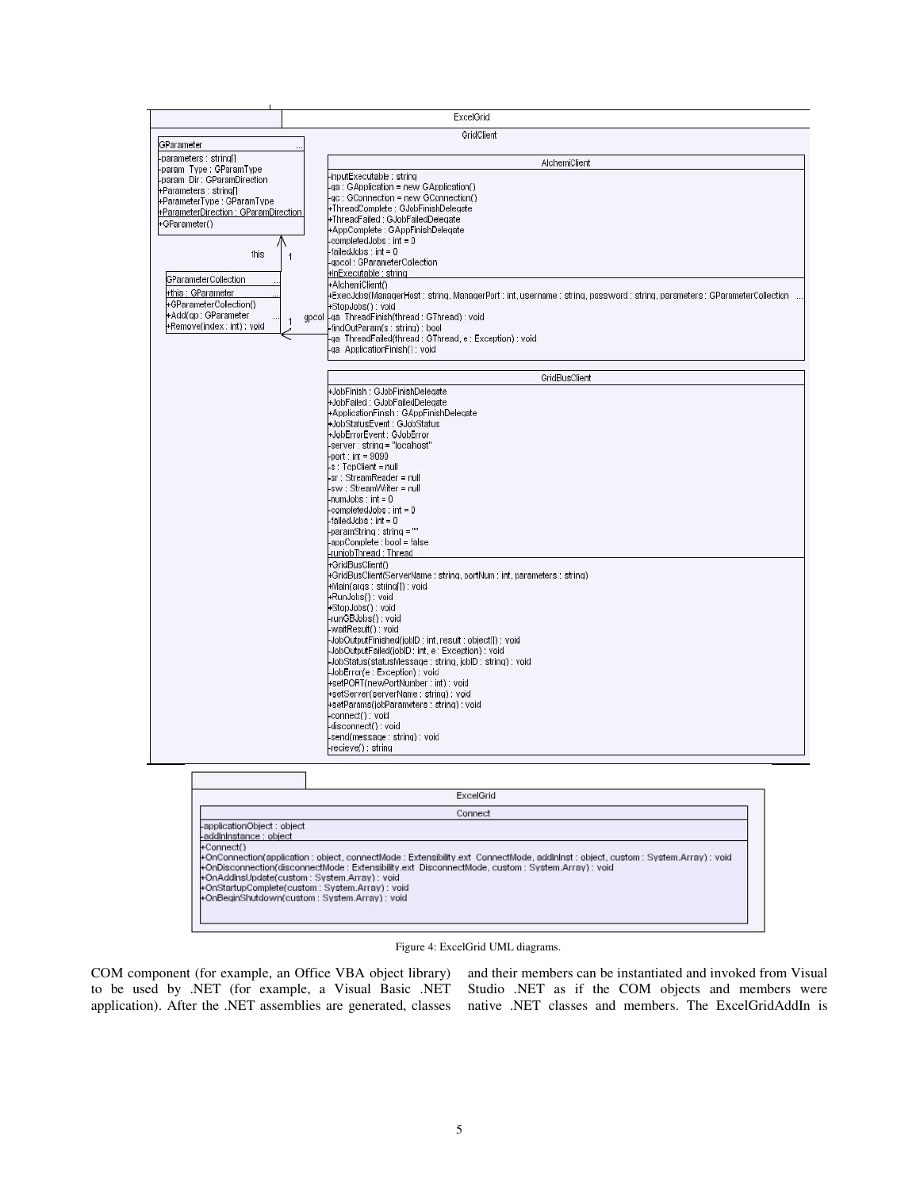ExcelGrid

GridClient

GParameter
-parameters : string[]
-param_Type : GParamType
-param_Dir : GParamDirection
+Parameters : string[]
+ParameterType : GParamType
+ParameterDirection : GParamDirection
+GParameter()

this 1

GParameterCollection
+this : GParameter
+GParameterCollection()
+Add(gp : GParameter
+Remove(index : int) : void

gpcol 1

AlchemiClient
-inputExecutable : string
-ga : GApplication = new GApplication()
-gc : GConnection = new GConnection()
+ThreadComplete : GJobFinishDelegate
+ThreadFailed : GJobFailedDelegate
+AppComplete : GAppFinishDelegate
-completedJobs : int = 0
-failedJobs : int = 0
-gpcol : GParameterCollection
+inExecutable : string
+AlchemiClient()
+ExecJobs(ManagerHost : string, ManagerPort : int, username : string, password : string, parameters : GParameterCollection ...
+StopJobs() : void
-ga_ThreadFinish(thread : GThread) : void
-findOutParam(s : string) : bool
-ga_ThreadFailed(thread : GThread, e : Exception) : void
-ga_ApplicationFinish() : void

GridBusClient
+JobFinish : GJobFinishDelegate
+JobFailed : GJobFailedDelegate
+ApplicationFinish : GAppFinishDelegate
+JobStatusEvent : GJobStatus
+JobErrorEvent : GJobError
-server : string = "localhost"
-port : int = 9090
-s : TcpClient = null
-sr : StreamReader = null
-sw : StreamWriter = null
-numJobs : int = 0
-completedJobs : int = 0
-failedJobs : int = 0
-paramString : string = ""
-appComplete : bool = false
-runjobThread : Thread
+GridBusClient()
+GridBusClient(ServerName : string, portNum : int, parameters : string)
+Main(args : string[]) : void
+RunJobs() : void
+StopJobs() : void
-runGBJobs() : void
-waitResult() : void
-JobOutputFinished(jobID : int, result : object[]) : void
-JobOutputFailed(jobID : int, e : Exception) : void
-JobStatus(statusMessage : string, jobID : string) : void
-JobError(e : Exception) : void
+setPORT(newPortNumber : int) : void
+setServer(serverName : string) : void
+setParams(jobParameters : string) : void
-connect() : void
-disconnect() : void
-send(message : string) : void
-recieve() : string

ExcelGrid

Connect
-applicationObject : object
-addInInstance : object
+Connect()
+OnConnection(application : object, connectMode : Extensibility.ext_ConnectMode, addInInst : object, custom : System.Array) : void
+OnDisconnection(disconnectMode : Extensibility.ext_DisconnectMode, custom : System.Array) : void
+OnAddInsUpdate(custom : System.Array) : void
+OnStartupComplete(custom : System.Array) : void
+OnBeginShutdown(custom : System.Array) : void

Figure 4: ExcelGrid UML diagrams.

COM component (for example, an Office VBA object library) to be used by .NET (for example, a Visual Basic .NET application). After the .NET assemblies are generated, classes and their members can be instantiated and invoked from Visual Studio .NET as if the COM objects and members were native .NET classes and members. The ExcelGridAddIn is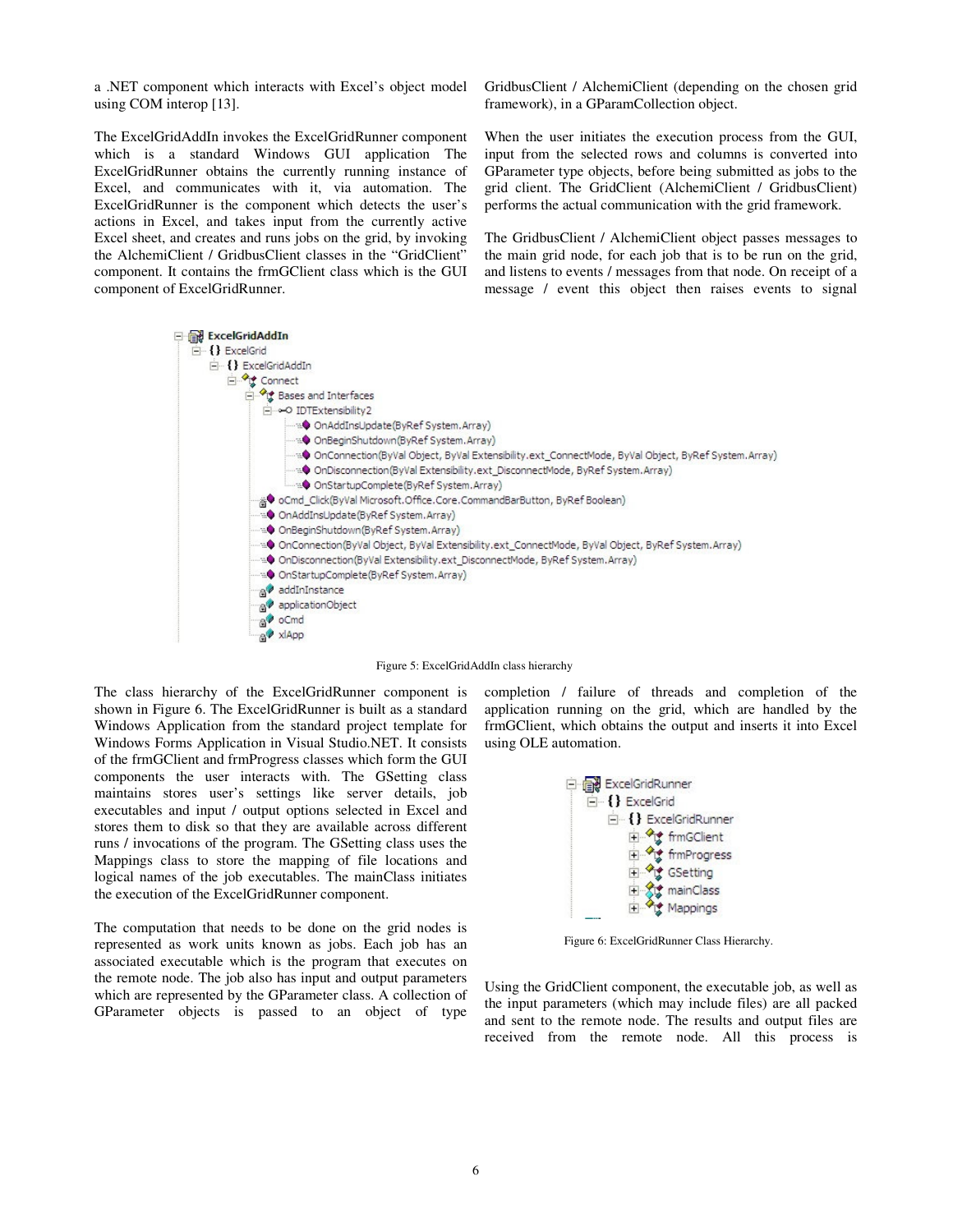a .NET component which interacts with Excel's object model using COM interop [13].

The ExcelGridAddIn invokes the ExcelGridRunner component which is a standard Windows GUI application The ExcelGridRunner obtains the currently running instance of Excel, and communicates with it, via automation. The ExcelGridRunner is the component which detects the user's actions in Excel, and takes input from the currently active Excel sheet, and creates and runs jobs on the grid, by invoking the AlchemiClient / GridbusClient classes in the "GridClient" component. It contains the frmGClient class which is the GUI component of ExcelGridRunner.

Figure 5: ExcelGridAddIn class hierarchy

The class hierarchy of the ExcelGridRunner component is shown in Figure 6. The ExcelGridRunner is built as a standard Windows Application from the standard project template for Windows Forms Application in Visual Studio.NET. It consists of the frmGClient and frmProgress classes which form the GUI components the user interacts with. The GSetting class maintains stores user's settings like server details, job executables and input / output options selected in Excel and stores them to disk so that they are available across different runs / invocations of the program. The GSetting class uses the Mappings class to store the mapping of file locations and logical names of the job executables. The mainClass initiates the execution of the ExcelGridRunner component.

The computation that needs to be done on the grid nodes is represented as work units known as jobs. Each job has an associated executable which is the program that executes on the remote node. The job also has input and output parameters which are represented by the GParameter class. A collection of GParameter objects is passed to an object of type GridbusClient / AlchemiClient (depending on the chosen grid framework), in a GParamCollection object.

When the user initiates the execution process from the GUI, input from the selected rows and columns is converted into GParameter type objects, before being submitted as jobs to the grid client. The GridClient (AlchemiClient / GridbusClient) performs the actual communication with the grid framework.

The GridbusClient / AlchemiClient object passes messages to the main grid node, for each job that is to be run on the grid, and listens to events / messages from that node. On receipt of a message / event this object then raises events to signal completion / failure of threads and completion of the application running on the grid, which are handled by the frmGClient, which obtains the output and inserts it into Excel using OLE automation.

Figure 6: ExcelGridRunner Class Hierarchy.

Using the GridClient component, the executable job, as well as the input parameters (which may include files) are all packed and sent to the remote node. The results and output files are received from the remote node. All this process is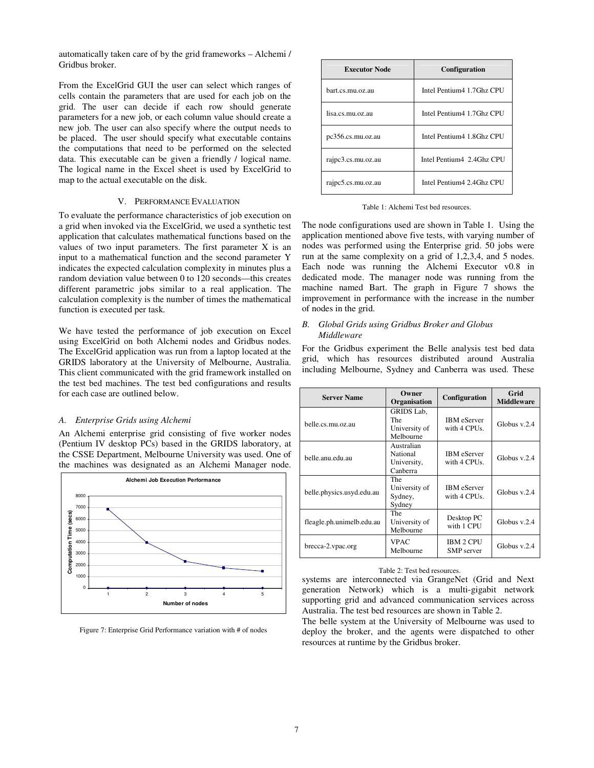automatically taken care of by the grid frameworks – Alchemi / Gridbus broker.

From the ExcelGrid GUI the user can select which ranges of cells contain the parameters that are used for each job on the grid. The user can decide if each row should generate parameters for a new job, or each column value should create a new job. The user can also specify where the output needs to be placed. The user should specify what executable contains the computations that need to be performed on the selected data. This executable can be given a friendly / logical name. The logical name in the Excel sheet is used by ExcelGrid to map to the actual executable on the disk.

## V. Performance Evaluation

To evaluate the performance characteristics of job execution on a grid when invoked via the ExcelGrid, we used a synthetic test application that calculates mathematical functions based on the values of two input parameters. The first parameter X is an input to a mathematical function and the second parameter Y indicates the expected calculation complexity in minutes plus a random deviation value between 0 to 120 seconds—this creates different parametric jobs similar to a real application. The calculation complexity is the number of times the mathematical function is executed per task.

We have tested the performance of job execution on Excel using ExcelGrid on both Alchemi nodes and Gridbus nodes. The ExcelGrid application was run from a laptop located at the GRIDS laboratory at the University of Melbourne, Australia. This client communicated with the grid framework installed on the test bed machines. The test bed configurations and results for each case are outlined below.

### *A. Enterprise Grids using Alchemi*

An Alchemi enterprise grid consisting of five worker nodes (Pentium IV desktop PCs) based in the GRIDS laboratory, at the CSSE Department, Melbourne University was used. One of the machines was designated as an Alchemi Manager node.

Alchemi Job Execution Performance

Computation Time (secs)

0
1000
2000
3000
4000
5000
6000
7000
8000

Number of nodes

1 2 3 4 5

Figure 7: Enterprise Grid Performance variation with # of nodes

| Executor Node | Configuration |
|---|---|
| bart.cs.mu.oz.au | Intel Pentium4 1.7Ghz CPU |
| lisa.cs.mu.oz.au | Intel Pentium4 1.7Ghz CPU |
| pc356.cs.mu.oz.au | Intel Pentium4 1.8Ghz CPU |
| rajpc3.cs.mu.oz.au | Intel Pentium4 2.4Ghz CPU |
| rajpc5.cs.mu.oz.au | Intel Pentium4 2.4Ghz CPU |

Table 1: Alchemi Test bed resources.

The node configurations used are shown in Table 1. Using the application mentioned above five tests, with varying number of nodes was performed using the Enterprise grid. 50 jobs were run at the same complexity on a grid of 1,2,3,4, and 5 nodes. Each node was running the Alchemi Executor v0.8 in dedicated mode. The manager node was running from the machine named Bart. The graph in Figure 7 shows the improvement in performance with the increase in the number of nodes in the grid.

### *B. Global Grids using Gridbus Broker and Globus Middleware*

For the Gridbus experiment the Belle analysis test bed data grid, which has resources distributed around Australia including Melbourne, Sydney and Canberra was used. These systems are interconnected via GrangeNet (Grid and Next generation Network) which is a multi-gigabit network supporting grid and advanced communication services across Australia. The test bed resources are shown in Table 2.

| Server Name | Owner Organisation | Configuration | Grid Middleware |
|---|---|---|---|
| belle.cs.mu.oz.au | GRIDS Lab, The University of Melbourne | IBM eServer with 4 CPUs. | Globus v.2.4 |
| belle.anu.edu.au | Australian National University, Canberra | IBM eServer with 4 CPUs. | Globus v.2.4 |
| belle.physics.usyd.edu.au | The University of Sydney, Sydney | IBM eServer with 4 CPUs. | Globus v.2.4 |
| fleagle.ph.unimelb.edu.au | The University of Melbourne | Desktop PC with 1 CPU | Globus v.2.4 |
| brecca-2.vpac.org | VPAC Melbourne | IBM 2 CPU SMP server | Globus v.2.4 |

Table 2: Test bed resources.

The belle system at the University of Melbourne was used to deploy the broker, and the agents were dispatched to other resources at runtime by the Gridbus broker.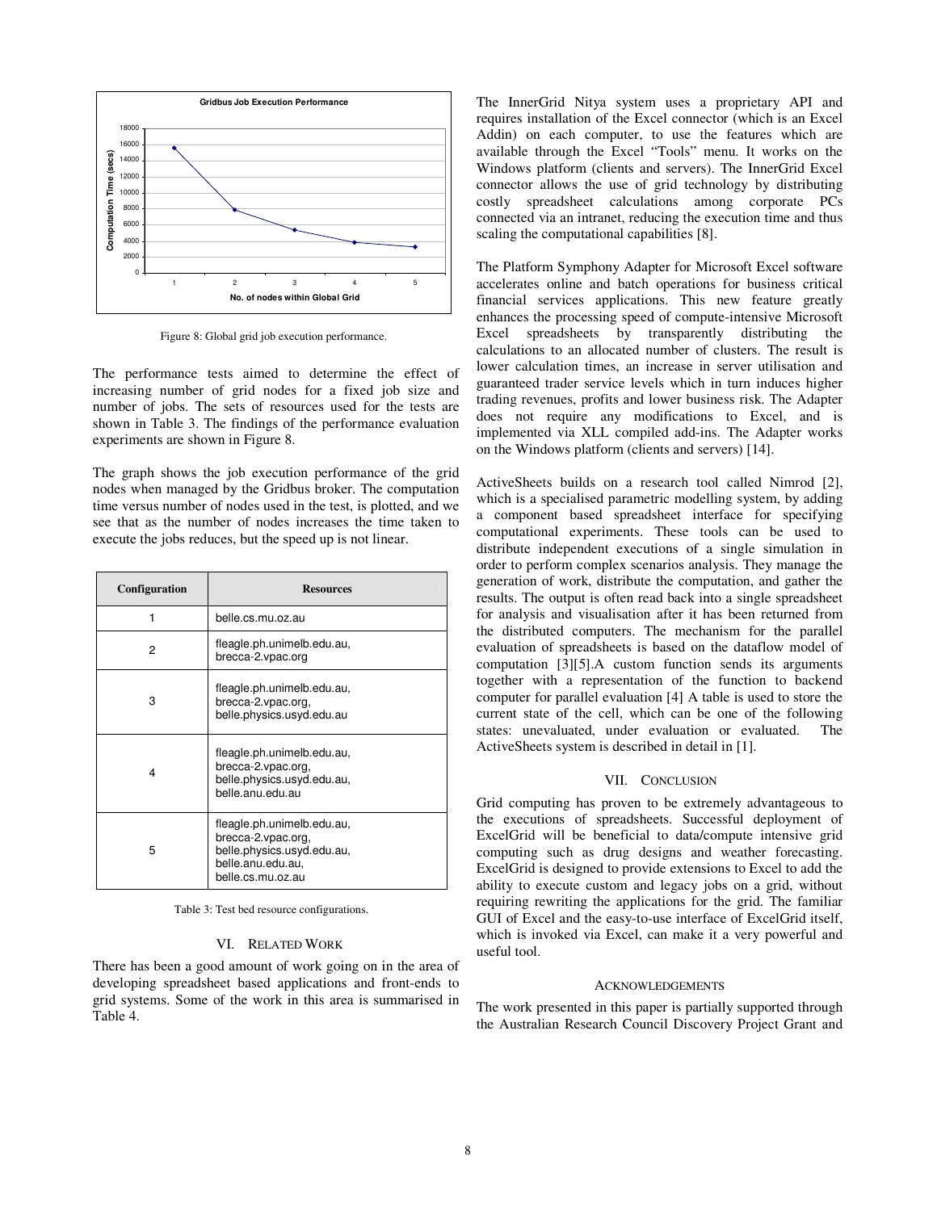Gridbus Job Execution Performance

Computation Time (secs)

18000
16000
14000
12000
10000
8000
6000
4000
2000
0

1 2 3 4 5

No. of nodes within Global Grid

Figure 8: Global grid job execution performance.

The performance tests aimed to determine the effect of increasing number of grid nodes for a fixed job size and number of jobs. The sets of resources used for the tests are shown in Table 3. The findings of the performance evaluation experiments are shown in Figure 8.

The graph shows the job execution performance of the grid nodes when managed by the Gridbus broker. The computation time versus number of nodes used in the test, is plotted, and we see that as the number of nodes increases the time taken to execute the jobs reduces, but the speed up is not linear.

| Configuration | Resources |
|---|---|
| 1 | belle.cs.mu.oz.au |
| 2 | fleagle.ph.unimelb.edu.au, brecca-2.vpac.org |
| 3 | fleagle.ph.unimelb.edu.au, brecca-2.vpac.org, belle.physics.usyd.edu.au |
| 4 | fleagle.ph.unimelb.edu.au, brecca-2.vpac.org, belle.physics.usyd.edu.au, belle.anu.edu.au |
| 5 | fleagle.ph.unimelb.edu.au, brecca-2.vpac.org, belle.physics.usyd.edu.au, belle.anu.edu.au, belle.cs.mu.oz.au |

Table 3: Test bed resource configurations.

## VI. Related Work

There has been a good amount of work going on in the area of developing spreadsheet based applications and front-ends to grid systems. Some of the work in this area is summarised in Table 4.

The InnerGrid Nitya system uses a proprietary API and requires installation of the Excel connector (which is an Excel Addin) on each computer, to use the features which are available through the Excel "Tools" menu. It works on the Windows platform (clients and servers). The InnerGrid Excel connector allows the use of grid technology by distributing costly spreadsheet calculations among corporate PCs connected via an intranet, reducing the execution time and thus scaling the computational capabilities [8].

The Platform Symphony Adapter for Microsoft Excel software accelerates online and batch operations for business critical financial services applications. This new feature greatly enhances the processing speed of compute-intensive Microsoft Excel spreadsheets by transparently distributing the calculations to an allocated number of clusters. The result is lower calculation times, an increase in server utilisation and guaranteed trader service levels which in turn induces higher trading revenues, profits and lower business risk. The Adapter does not require any modifications to Excel, and is implemented via XLL compiled add-ins. The Adapter works on the Windows platform (clients and servers) [14].

ActiveSheets builds on a research tool called Nimrod [2], which is a specialised parametric modelling system, by adding a component based spreadsheet interface for specifying computational experiments. These tools can be used to distribute independent executions of a single simulation in order to perform complex scenarios analysis. They manage the generation of work, distribute the computation, and gather the results. The output is often read back into a single spreadsheet for analysis and visualisation after it has been returned from the distributed computers. The mechanism for the parallel evaluation of spreadsheets is based on the dataflow model of computation [3][5].A custom function sends its arguments together with a representation of the function to backend computer for parallel evaluation [4] A table is used to store the current state of the cell, which can be one of the following states: unevaluated, under evaluation or evaluated. The ActiveSheets system is described in detail in [1].

## VII. Conclusion

Grid computing has proven to be extremely advantageous to the executions of spreadsheets. Successful deployment of ExcelGrid will be beneficial to data/compute intensive grid computing such as drug designs and weather forecasting. ExcelGrid is designed to provide extensions to Excel to add the ability to execute custom and legacy jobs on a grid, without requiring rewriting the applications for the grid. The familiar GUI of Excel and the easy-to-use interface of ExcelGrid itself, which is invoked via Excel, can make it a very powerful and useful tool.

## Acknowledgements

The work presented in this paper is partially supported through the Australian Research Council Discovery Project Grant and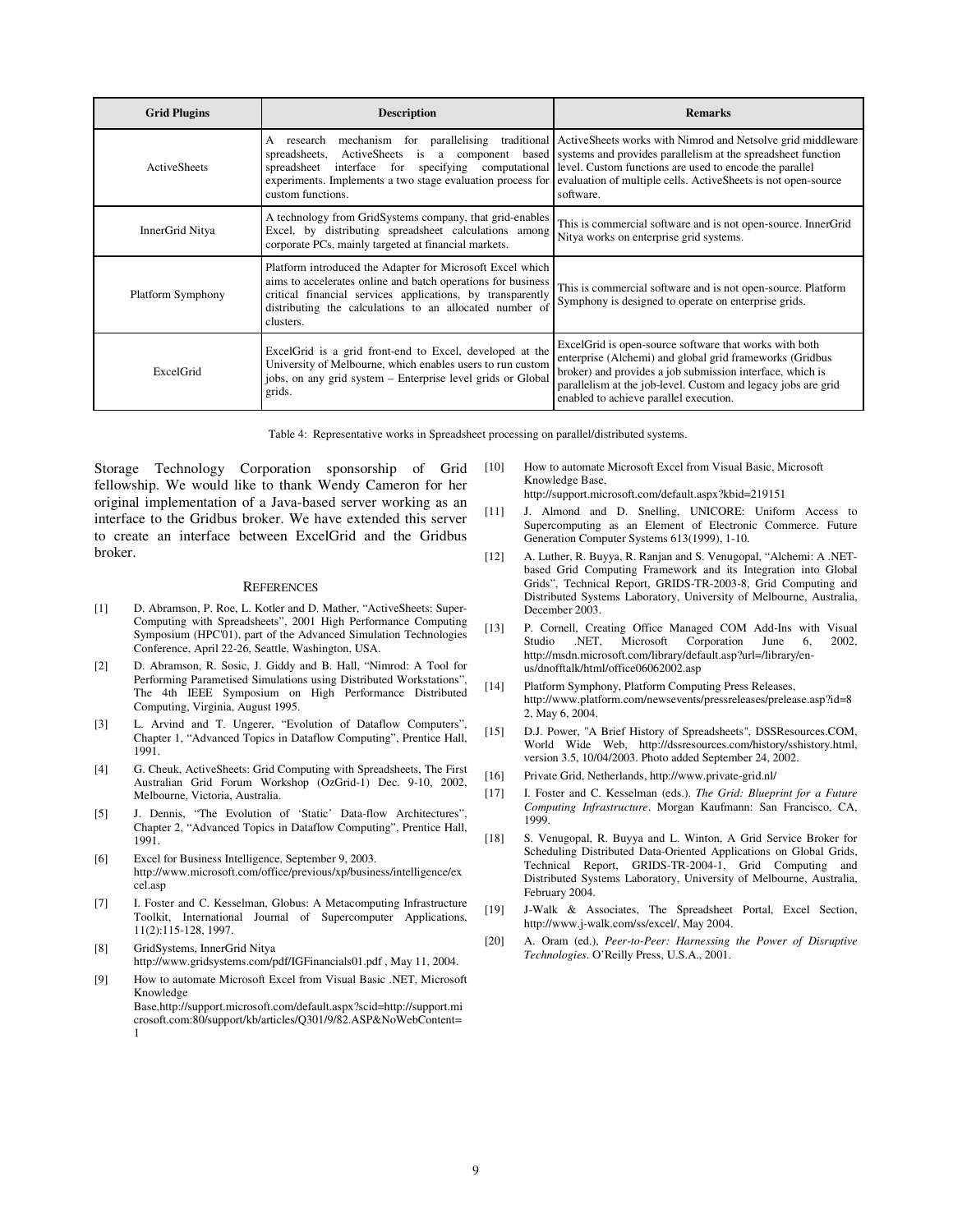| Grid Plugins | Description | Remarks |
|---|---|---|
| ActiveSheets | A research mechanism for parallelising traditional spreadsheets, ActiveSheets is a component based spreadsheet interface for specifying computational experiments. Implements a two stage evaluation process for custom functions. | ActiveSheets works with Nimrod and Netsolve grid middleware systems and provides parallelism at the spreadsheet function level. Custom functions are used to encode the parallel evaluation of multiple cells. ActiveSheets is not open-source software. |
| InnerGrid Nitya | A technology from GridSystems company, that grid-enables Excel, by distributing spreadsheet calculations among corporate PCs, mainly targeted at financial markets. | This is commercial software and is not open-source. InnerGrid Nitya works on enterprise grid systems. |
| Platform Symphony | Platform introduced the Adapter for Microsoft Excel which aims to accelerates online and batch operations for business critical financial services applications, by transparently distributing the calculations to an allocated number of clusters. | This is commercial software and is not open-source. Platform Symphony is designed to operate on enterprise grids. |
| ExcelGrid | ExcelGrid is a grid front-end to Excel, developed at the University of Melbourne, which enables users to run custom jobs, on any grid system – Enterprise level grids or Global grids. | ExcelGrid is open-source software that works with both enterprise (Alchemi) and global grid frameworks (Gridbus broker) and provides a job submission interface, which is parallelism at the job-level. Custom and legacy jobs are grid enabled to achieve parallel execution. |

Table 4: Representative works in Spreadsheet processing on parallel/distributed systems.

Storage Technology Corporation sponsorship of Grid fellowship. We would like to thank Wendy Cameron for her original implementation of a Java-based server working as an interface to the Gridbus broker. We have extended this server to create an interface between ExcelGrid and the Gridbus broker.

## REFERENCES

[1] D. Abramson, P. Roe, L. Kotler and D. Mather, "ActiveSheets: Super-Computing with Spreadsheets", 2001 High Performance Computing Symposium (HPC'01), part of the Advanced Simulation Technologies Conference, April 22-26, Seattle, Washington, USA.

[2] D. Abramson, R. Sosic, J. Giddy and B. Hall, "Nimrod: A Tool for Performing Parametised Simulations using Distributed Workstations", The 4th IEEE Symposium on High Performance Distributed Computing, Virginia, August 1995.

[3] L. Arvind and T. Ungerer, "Evolution of Dataflow Computers", Chapter 1, "Advanced Topics in Dataflow Computing", Prentice Hall, 1991.

[4] G. Cheuk, ActiveSheets: Grid Computing with Spreadsheets, The First Australian Grid Forum Workshop (OzGrid-1) Dec. 9-10, 2002, Melbourne, Victoria, Australia.

[5] J. Dennis, "The Evolution of 'Static' Data-flow Architectures", Chapter 2, "Advanced Topics in Dataflow Computing", Prentice Hall, 1991.

[6] Excel for Business Intelligence, September 9, 2003. http://www.microsoft.com/office/previous/xp/business/intelligence/excel.asp

[7] I. Foster and C. Kesselman, Globus: A Metacomputing Infrastructure Toolkit, International Journal of Supercomputer Applications, 11(2):115-128, 1997.

[8] GridSystems, InnerGrid Nitya http://www.gridsystems.com/pdf/IGFinancials01.pdf , May 11, 2004.

[9] How to automate Microsoft Excel from Visual Basic .NET, Microsoft Knowledge Base,http://support.microsoft.com/default.aspx?scid=http://support.microsoft.com:80/support/kb/articles/Q301/9/82.ASP&NoWebContent=1

[10] How to automate Microsoft Excel from Visual Basic, Microsoft Knowledge Base, http://support.microsoft.com/default.aspx?kbid=219151

[11] J. Almond and D. Snelling, UNICORE: Uniform Access to Supercomputing as an Element of Electronic Commerce. Future Generation Computer Systems 613(1999), 1-10.

[12] A. Luther, R. Buyya, R. Ranjan and S. Venugopal, "Alchemi: A .NET-based Grid Computing Framework and its Integration into Global Grids", Technical Report, GRIDS-TR-2003-8, Grid Computing and Distributed Systems Laboratory, University of Melbourne, Australia, December 2003.

[13] P. Cornell, Creating Office Managed COM Add-Ins with Visual Studio .NET, Microsoft Corporation June 6, 2002, http://msdn.microsoft.com/library/default.asp?url=/library/en-us/dnofftalk/html/office06062002.asp

[14] Platform Symphony, Platform Computing Press Releases, http://www.platform.com/newsevents/pressreleases/prelease.asp?id=82, May 6, 2004.

[15] D.J. Power, "A Brief History of Spreadsheets", DSSResources.COM, World Wide Web, http://dssresources.com/history/sshistory.html, version 3.5, 10/04/2003. Photo added September 24, 2002.

[16] Private Grid, Netherlands, http://www.private-grid.nl/

[17] I. Foster and C. Kesselman (eds.). *The Grid: Blueprint for a Future Computing Infrastructure*. Morgan Kaufmann: San Francisco, CA, 1999.

[18] S. Venugopal, R. Buyya and L. Winton, A Grid Service Broker for Scheduling Distributed Data-Oriented Applications on Global Grids, Technical Report, GRIDS-TR-2004-1, Grid Computing and Distributed Systems Laboratory, University of Melbourne, Australia, February 2004.

[19] J-Walk & Associates, The Spreadsheet Portal, Excel Section, http://www.j-walk.com/ss/excel/, May 2004.

[20] A. Oram (ed.), *Peer-to-Peer: Harnessing the Power of Disruptive Technologies*. O'Reilly Press, U.S.A., 2001.